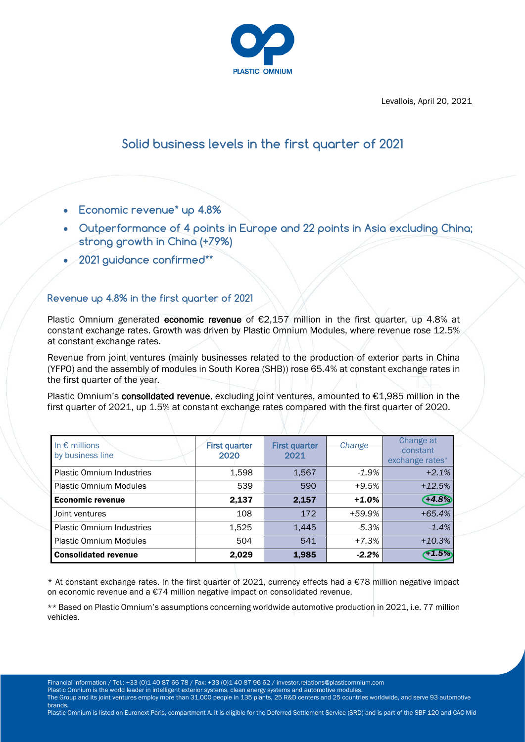Levallois, April 20, 2021

# Solid business levels in the first quarter of 2021

- **Economic revenue* up 4.8%**
- **Outperformance of 4 points in Europe and 22 points in Asia excluding China; strong growth in China (+79%)**
- **2021 guidance confirmed****

## Revenue up 4.8% in the first quarter of 2021

Plastic Omnium generated **economic revenue** of €2,157 million in the first quarter, up 4.8% at constant exchange rates. Growth was driven by Plastic Omnium Modules, where revenue rose 12.5% at constant exchange rates.

Revenue from joint ventures (mainly businesses related to the production of exterior parts in China (YFPO) and the assembly of modules in South Korea (SHB)) rose 65.4% at constant exchange rates in the first quarter of the year.

Plastic Omnium's **consolidated revenue**, excluding joint ventures, amounted to €1,985 million in the first quarter of 2021, up 1.5% at constant exchange rates compared with the first quarter of 2020.

| In € millions by business line | First quarter 2020 | First quarter 2021 | Change | Change at constant exchange rates* |
|---|---|---|---|---|
| Plastic Omnium Industries | 1,598 | 1,567 | *-1.9%* | *+2.1%* |
| Plastic Omnium Modules | 539 | 590 | *+9.5%* | *+12.5%* |
| **Economic revenue** | **2,137** | **2,157** | ***+1.0%*** | ***+4.8%*** |
| Joint ventures | 108 | 172 | *+59.9%* | *+65.4%* |
| Plastic Omnium Industries | 1,525 | 1,445 | *-5.3%* | *-1.4%* |
| Plastic Omnium Modules | 504 | 541 | *+7.3%* | *+10.3%* |
| **Consolidated revenue** | **2,029** | **1,985** | ***-2.2%*** | ***+1.5%*** |

* At constant exchange rates. In the first quarter of 2021, currency effects had a €78 million negative impact on economic revenue and a €74 million negative impact on consolidated revenue.

** Based on Plastic Omnium's assumptions concerning worldwide automotive production in 2021, i.e. 77 million vehicles.

Financial information / Tel.: +33 (0)1 40 87 66 78 / Fax: +33 (0)1 40 87 96 62 / investor.relations@plasticomnium.com
Plastic Omnium is the world leader in intelligent exterior systems, clean energy systems and automotive modules.
The Group and its joint ventures employ more than 31,000 people in 135 plants, 25 R&D centers and 25 countries worldwide, and serve 93 automotive brands.
Plastic Omnium is listed on Euronext Paris, compartment A. It is eligible for the Deferred Settlement Service (SRD) and is part of the SBF 120 and CAC Mid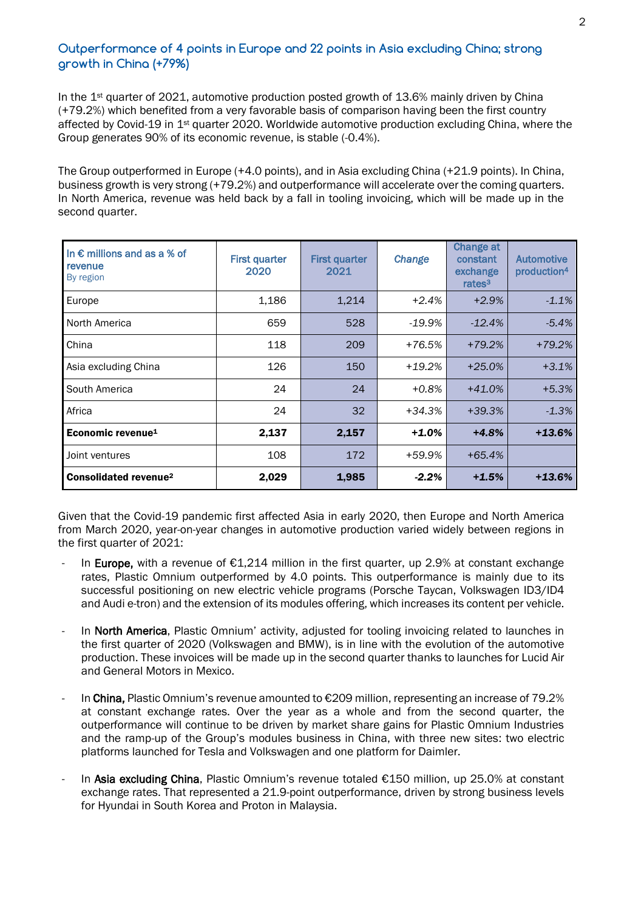## Outperformance of 4 points in Europe and 22 points in Asia excluding China; strong growth in China (+79%)

In the 1st quarter of 2021, automotive production posted growth of 13.6% mainly driven by China (+79.2%) which benefited from a very favorable basis of comparison having been the first country affected by Covid-19 in 1st quarter 2020. Worldwide automotive production excluding China, where the Group generates 90% of its economic revenue, is stable (-0.4%).

The Group outperformed in Europe (+4.0 points), and in Asia excluding China (+21.9 points). In China, business growth is very strong (+79.2%) and outperformance will accelerate over the coming quarters. In North America, revenue was held back by a fall in tooling invoicing, which will be made up in the second quarter.

| In € millions and as a % of revenue<br>By region | First quarter 2020 | First quarter 2021 | *Change* | Change at constant exchange rates[3] | Automotive production[4] |
|---|---|---|---|---|---|
| Europe | 1,186 | 1,214 | *+2.4%* | *+2.9%* | *-1.1%* |
| North America | 659 | 528 | *-19.9%* | *-12.4%* | *-5.4%* |
| China | 118 | 209 | *+76.5%* | *+79.2%* | *+79.2%* |
| Asia excluding China | 126 | 150 | *+19.2%* | *+25.0%* | *+3.1%* |
| South America | 24 | 24 | *+0.8%* | *+41.0%* | *+5.3%* |
| Africa | 24 | 32 | *+34.3%* | *+39.3%* | *-1.3%* |
| **Economic revenue[1]** | **2,137** | **2,157** | ***+1.0%*** | ***+4.8%*** | ***+13.6%*** |
| Joint ventures | 108 | 172 | *+59.9%* | *+65.4%* | |
| **Consolidated revenue[2]** | **2,029** | **1,985** | ***-2.2%*** | ***+1.5%*** | ***+13.6%*** |

Given that the Covid-19 pandemic first affected Asia in early 2020, then Europe and North America from March 2020, year-on-year changes in automotive production varied widely between regions in the first quarter of 2021:

- In **Europe,** with a revenue of €1,214 million in the first quarter, up 2.9% at constant exchange rates, Plastic Omnium outperformed by 4.0 points. This outperformance is mainly due to its successful positioning on new electric vehicle programs (Porsche Taycan, Volkswagen ID3/ID4 and Audi e-tron) and the extension of its modules offering, which increases its content per vehicle.

- In **North America**, Plastic Omnium' activity, adjusted for tooling invoicing related to launches in the first quarter of 2020 (Volkswagen and BMW), is in line with the evolution of the automotive production. These invoices will be made up in the second quarter thanks to launches for Lucid Air and General Motors in Mexico.

- In **China,** Plastic Omnium's revenue amounted to €209 million, representing an increase of 79.2% at constant exchange rates. Over the year as a whole and from the second quarter, the outperformance will continue to be driven by market share gains for Plastic Omnium Industries and the ramp-up of the Group's modules business in China, with three new sites: two electric platforms launched for Tesla and Volkswagen and one platform for Daimler.

- In **Asia excluding China**, Plastic Omnium's revenue totaled €150 million, up 25.0% at constant exchange rates. That represented a 21.9-point outperformance, driven by strong business levels for Hyundai in South Korea and Proton in Malaysia.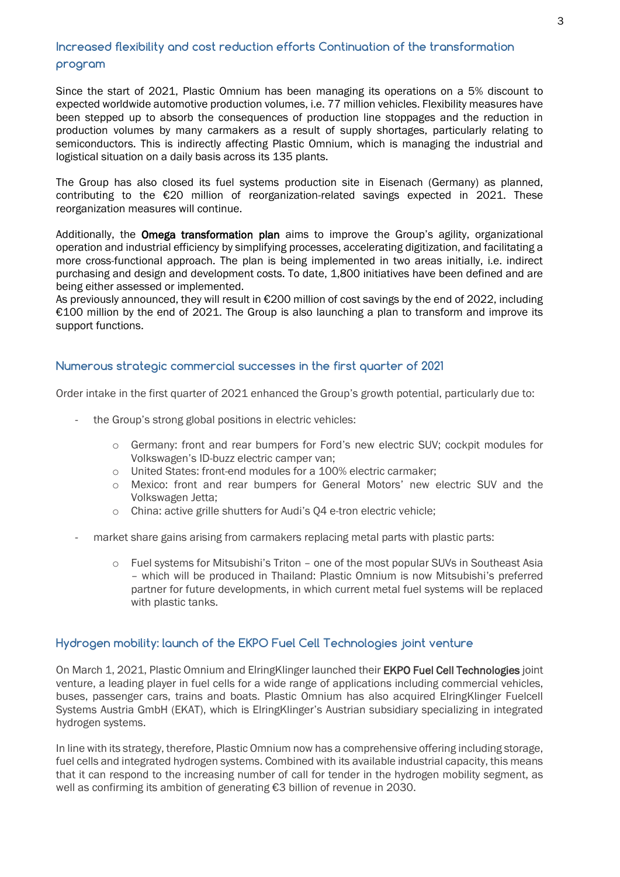## Increased flexibility and cost reduction efforts Continuation of the transformation program

Since the start of 2021, Plastic Omnium has been managing its operations on a 5% discount to expected worldwide automotive production volumes, i.e. 77 million vehicles. Flexibility measures have been stepped up to absorb the consequences of production line stoppages and the reduction in production volumes by many carmakers as a result of supply shortages, particularly relating to semiconductors. This is indirectly affecting Plastic Omnium, which is managing the industrial and logistical situation on a daily basis across its 135 plants.

The Group has also closed its fuel systems production site in Eisenach (Germany) as planned, contributing to the €20 million of reorganization-related savings expected in 2021. These reorganization measures will continue.

Additionally, the **Omega transformation plan** aims to improve the Group's agility, organizational operation and industrial efficiency by simplifying processes, accelerating digitization, and facilitating a more cross-functional approach. The plan is being implemented in two areas initially, i.e. indirect purchasing and design and development costs. To date, 1,800 initiatives have been defined and are being either assessed or implemented.
As previously announced, they will result in €200 million of cost savings by the end of 2022, including €100 million by the end of 2021. The Group is also launching a plan to transform and improve its support functions.

## Numerous strategic commercial successes in the first quarter of 2021

Order intake in the first quarter of 2021 enhanced the Group's growth potential, particularly due to:

- the Group's strong global positions in electric vehicles:
  - Germany: front and rear bumpers for Ford's new electric SUV; cockpit modules for Volkswagen's ID-buzz electric camper van;
  - United States: front-end modules for a 100% electric carmaker;
  - Mexico: front and rear bumpers for General Motors' new electric SUV and the Volkswagen Jetta;
  - China: active grille shutters for Audi's Q4 e-tron electric vehicle;
- market share gains arising from carmakers replacing metal parts with plastic parts:
  - Fuel systems for Mitsubishi's Triton – one of the most popular SUVs in Southeast Asia – which will be produced in Thailand: Plastic Omnium is now Mitsubishi's preferred partner for future developments, in which current metal fuel systems will be replaced with plastic tanks.

## Hydrogen mobility: launch of the EKPO Fuel Cell Technologies joint venture

On March 1, 2021, Plastic Omnium and ElringKlinger launched their **EKPO Fuel Cell Technologies** joint venture, a leading player in fuel cells for a wide range of applications including commercial vehicles, buses, passenger cars, trains and boats. Plastic Omnium has also acquired ElringKlinger Fuelcell Systems Austria GmbH (EKAT), which is ElringKlinger's Austrian subsidiary specializing in integrated hydrogen systems.

In line with its strategy, therefore, Plastic Omnium now has a comprehensive offering including storage, fuel cells and integrated hydrogen systems. Combined with its available industrial capacity, this means that it can respond to the increasing number of call for tender in the hydrogen mobility segment, as well as confirming its ambition of generating €3 billion of revenue in 2030.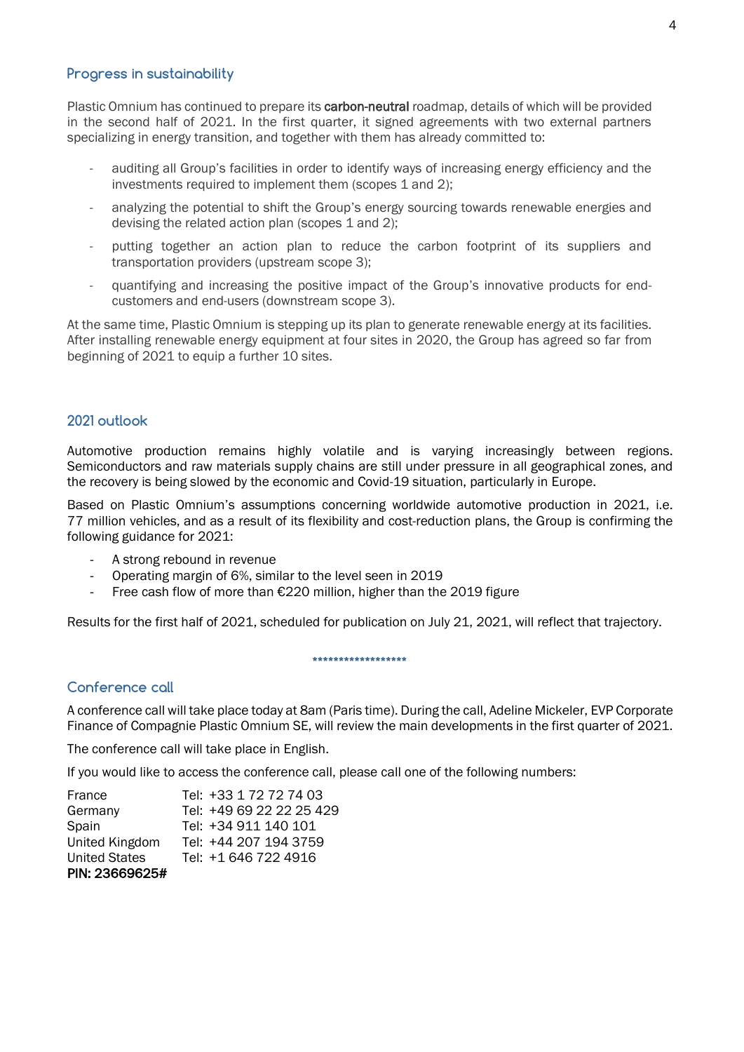## Progress in sustainability

Plastic Omnium has continued to prepare its **carbon-neutral** roadmap, details of which will be provided in the second half of 2021. In the first quarter, it signed agreements with two external partners specializing in energy transition, and together with them has already committed to:

- auditing all Group's facilities in order to identify ways of increasing energy efficiency and the investments required to implement them (scopes 1 and 2);
- analyzing the potential to shift the Group's energy sourcing towards renewable energies and devising the related action plan (scopes 1 and 2);
- putting together an action plan to reduce the carbon footprint of its suppliers and transportation providers (upstream scope 3);
- quantifying and increasing the positive impact of the Group's innovative products for end-customers and end-users (downstream scope 3).

At the same time, Plastic Omnium is stepping up its plan to generate renewable energy at its facilities. After installing renewable energy equipment at four sites in 2020, the Group has agreed so far from beginning of 2021 to equip a further 10 sites.

## 2021 outlook

Automotive production remains highly volatile and is varying increasingly between regions. Semiconductors and raw materials supply chains are still under pressure in all geographical zones, and the recovery is being slowed by the economic and Covid-19 situation, particularly in Europe.

Based on Plastic Omnium's assumptions concerning worldwide automotive production in 2021, i.e. 77 million vehicles, and as a result of its flexibility and cost-reduction plans, the Group is confirming the following guidance for 2021:

- A strong rebound in revenue
- Operating margin of 6%, similar to the level seen in 2019
- Free cash flow of more than €220 million, higher than the 2019 figure

Results for the first half of 2021, scheduled for publication on July 21, 2021, will reflect that trajectory.

******************

## Conference call

A conference call will take place today at 8am (Paris time). During the call, Adeline Mickeler, EVP Corporate Finance of Compagnie Plastic Omnium SE, will review the main developments in the first quarter of 2021.

The conference call will take place in English.

If you would like to access the conference call, please call one of the following numbers:

| | |
|---|---|
| France | Tel: +33 1 72 72 74 03 |
| Germany | Tel: +49 69 22 22 25 429 |
| Spain | Tel: +34 911 140 101 |
| United Kingdom | Tel: +44 207 194 3759 |
| United States | Tel: +1 646 722 4916 |

**PIN: 23669625#**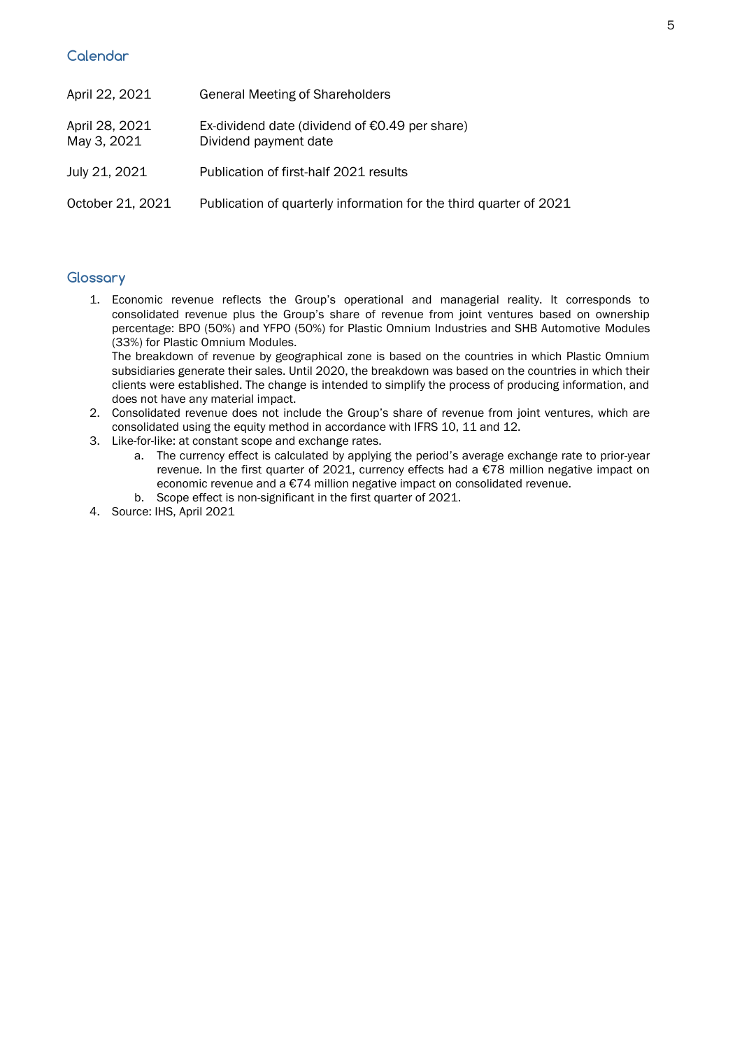## Calendar

| | |
|---|---|
| April 22, 2021 | General Meeting of Shareholders |
| April 28, 2021 | Ex-dividend date (dividend of €0.49 per share) |
| May 3, 2021 | Dividend payment date |
| July 21, 2021 | Publication of first-half 2021 results |
| October 21, 2021 | Publication of quarterly information for the third quarter of 2021 |

## Glossary

1. Economic revenue reflects the Group's operational and managerial reality. It corresponds to consolidated revenue plus the Group's share of revenue from joint ventures based on ownership percentage: BPO (50%) and YFPO (50%) for Plastic Omnium Industries and SHB Automotive Modules (33%) for Plastic Omnium Modules.
   The breakdown of revenue by geographical zone is based on the countries in which Plastic Omnium subsidiaries generate their sales. Until 2020, the breakdown was based on the countries in which their clients were established. The change is intended to simplify the process of producing information, and does not have any material impact.
2. Consolidated revenue does not include the Group's share of revenue from joint ventures, which are consolidated using the equity method in accordance with IFRS 10, 11 and 12.
3. Like-for-like: at constant scope and exchange rates.
   a. The currency effect is calculated by applying the period's average exchange rate to prior-year revenue. In the first quarter of 2021, currency effects had a €78 million negative impact on economic revenue and a €74 million negative impact on consolidated revenue.
   b. Scope effect is non-significant in the first quarter of 2021.
4. Source: IHS, April 2021